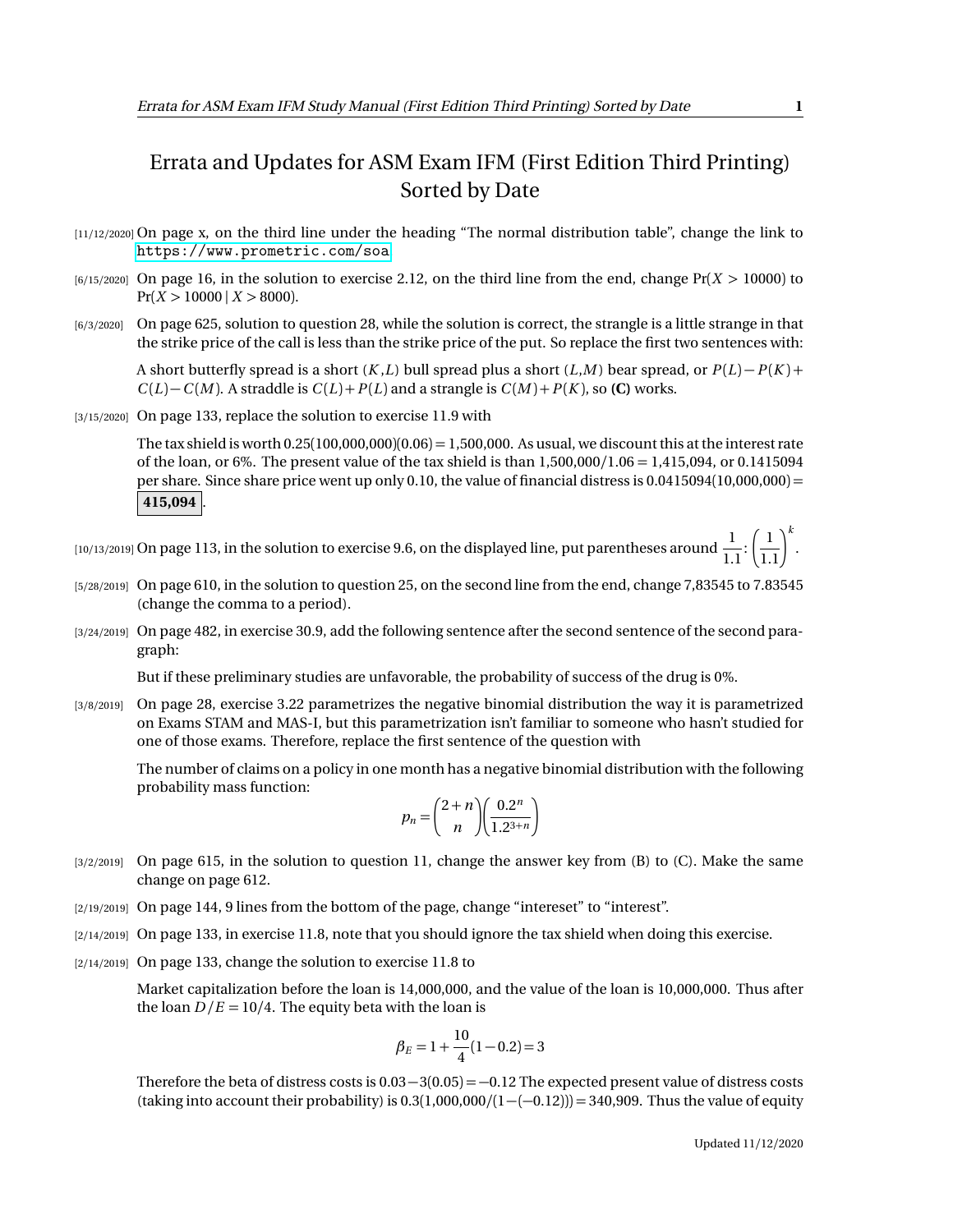# Errata and Updates for ASM Exam IFM (First Edition Third Printing) Sorted by Date

[11/12/2020] On page x, on the third line under the heading "The normal distribution table", change the link to https://www.prometric.com/soa

[6/15/2020] On page 16, in the solution to exercise 2.12, on the third line from the end, change $\Pr(X > 10000)$ to $\Pr(X > 10000 \mid X > 8000)$.

[6/3/2020] On page 625, solution to question 28, while the solution is correct, the strangle is a little strange in that the strike price of the call is less than the strike price of the put. So replace the first two sentences with:

> A short butterfly spread is a short $(K,L)$ bull spread plus a short $(L,M)$ bear spread, or $P(L)-P(K)+C(L)-C(M)$. A straddle is $C(L)+P(L)$ and a strangle is $C(M)+P(K)$, so **(C)** works.

[3/15/2020] On page 133, replace the solution to exercise 11.9 with

> The tax shield is worth $0.25(100{,}000{,}000)(0.06) = 1{,}500{,}000$. As usual, we discount this at the interest rate of the loan, or 6%. The present value of the tax shield is than $1{,}500{,}000/1.06 = 1{,}415{,}094$, or 0.1415094 per share. Since share price went up only 0.10, the value of financial distress is $0.0415094(10{,}000{,}000) = \boxed{\textbf{415,094}}$.

[10/13/2019] On page 113, in the solution to exercise 9.6, on the displayed line, put parentheses around $\frac{1}{1.1}$: $\left(\frac{1}{1.1}\right)^k$.

[5/28/2019] On page 610, in the solution to question 25, on the second line from the end, change 7,83545 to 7.83545 (change the comma to a period).

[3/24/2019] On page 482, in exercise 30.9, add the following sentence after the second sentence of the second paragraph:

> But if these preliminary studies are unfavorable, the probability of success of the drug is 0%.

[3/8/2019] On page 28, exercise 3.22 parametrizes the negative binomial distribution the way it is parametrized on Exams STAM and MAS-I, but this parametrization isn't familiar to someone who hasn't studied for one of those exams. Therefore, replace the first sentence of the question with

> The number of claims on a policy in one month has a negative binomial distribution with the following probability mass function:
> $$p_n = \binom{2+n}{n}\left(\frac{0.2^n}{1.2^{3+n}}\right)$$

[3/2/2019] On page 615, in the solution to question 11, change the answer key from (B) to (C). Make the same change on page 612.

[2/19/2019] On page 144, 9 lines from the bottom of the page, change "intereset" to "interest".

[2/14/2019] On page 133, in exercise 11.8, note that you should ignore the tax shield when doing this exercise.

[2/14/2019] On page 133, change the solution to exercise 11.8 to

> Market capitalization before the loan is 14,000,000, and the value of the loan is 10,000,000. Thus after the loan $D/E = 10/4$. The equity beta with the loan is
> $$\beta_E = 1 + \frac{10}{4}(1-0.2) = 3$$
> Therefore the beta of distress costs is $0.03 - 3(0.05) = -0.12$ The expected present value of distress costs (taking into account their probability) is $0.3(1{,}000{,}000/(1-(-0.12))) = 340{,}909$. Thus the value of equity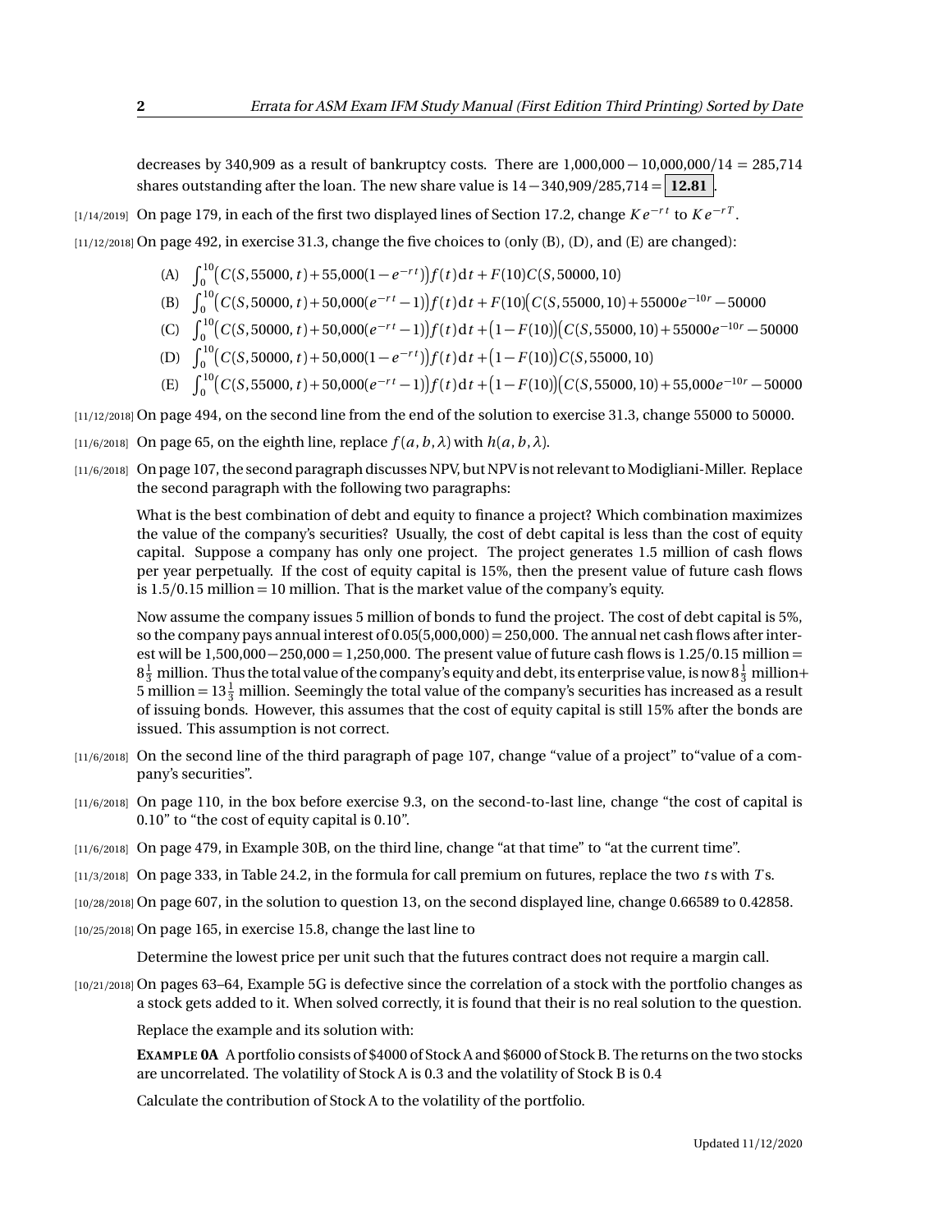decreases by 340,909 as a result of bankruptcy costs. There are $1{,}000{,}000 - 10{,}000{,}000/14 = 285{,}714$ shares outstanding after the loan. The new share value is $14 - 340{,}909/285{,}714 = \boxed{\mathbf{12.81}}$.

[1/14/2019] On page 179, in each of the first two displayed lines of Section 17.2, change $Ke^{-rt}$ to $Ke^{-rT}$.

[11/12/2018] On page 492, in exercise 31.3, change the five choices to (only (B), (D), and (E) are changed):

(A) $\int_0^{10}\big(C(S,55000,t)+55{,}000(1-e^{-rt})\big)f(t)\,dt + F(10)C(S,50000,10)$

(B) $\int_0^{10}\big(C(S,50000,t)+50{,}000(e^{-rt}-1)\big)f(t)\,dt + F(10)\big(C(S,55000,10)+55000e^{-10r}-50000$

(C) $\int_0^{10}\big(C(S,50000,t)+50{,}000(e^{-rt}-1)\big)f(t)\,dt + \big(1-F(10)\big)\big(C(S,55000,10)+55000e^{-10r}-50000$

(D) $\int_0^{10}\big(C(S,50000,t)+50{,}000(1-e^{-rt})\big)f(t)\,dt + \big(1-F(10)\big)C(S,55000,10)$

(E) $\int_0^{10}\big(C(S,55000,t)+50{,}000(e^{-rt}-1)\big)f(t)\,dt + \big(1-F(10)\big)\big(C(S,55000,10)+55{,}000e^{-10r}-50000$

[11/12/2018] On page 494, on the second line from the end of the solution to exercise 31.3, change 55000 to 50000.

[11/6/2018] On page 65, on the eighth line, replace $f(a,b,\lambda)$ with $h(a,b,\lambda)$.

[11/6/2018] On page 107, the second paragraph discusses NPV, but NPV is not relevant to Modigliani-Miller. Replace the second paragraph with the following two paragraphs:

> What is the best combination of debt and equity to finance a project? Which combination maximizes the value of the company's securities? Usually, the cost of debt capital is less than the cost of equity capital. Suppose a company has only one project. The project generates 1.5 million of cash flows per year perpetually. If the cost of equity capital is 15%, then the present value of future cash flows is $1.5/0.15$ million $=$ 10 million. That is the market value of the company's equity.
>
> Now assume the company issues 5 million of bonds to fund the project. The cost of debt capital is 5%, so the company pays annual interest of $0.05(5{,}000{,}000) = 250{,}000$. The annual net cash flows after interest will be $1{,}500{,}000 - 250{,}000 = 1{,}250{,}000$. The present value of future cash flows is $1.25/0.15$ million $= 8\frac{1}{3}$ million. Thus the total value of the company's equity and debt, its enterprise value, is now $8\frac{1}{3}$ million$+$ 5 million $= 13\frac{1}{3}$ million. Seemingly the total value of the company's securities has increased as a result of issuing bonds. However, this assumes that the cost of equity capital is still 15% after the bonds are issued. This assumption is not correct.

[11/6/2018] On the second line of the third paragraph of page 107, change "value of a project" to "value of a company's securities".

[11/6/2018] On page 110, in the box before exercise 9.3, on the second-to-last line, change "the cost of capital is 0.10" to "the cost of equity capital is 0.10".

[11/6/2018] On page 479, in Example 30B, on the third line, change "at that time" to "at the current time".

[11/3/2018] On page 333, in Table 24.2, in the formula for call premium on futures, replace the two $t$s with $T$s.

[10/28/2018] On page 607, in the solution to question 13, on the second displayed line, change 0.66589 to 0.42858.

[10/25/2018] On page 165, in exercise 15.8, change the last line to

> Determine the lowest price per unit such that the futures contract does not require a margin call.

[10/21/2018] On pages 63–64, Example 5G is defective since the correlation of a stock with the portfolio changes as a stock gets added to it. When solved correctly, it is found that their is no real solution to the question.

Replace the example and its solution with:

> **EXAMPLE 0A** A portfolio consists of \$4000 of Stock A and \$6000 of Stock B. The returns on the two stocks are uncorrelated. The volatility of Stock A is 0.3 and the volatility of Stock B is 0.4
>
> Calculate the contribution of Stock A to the volatility of the portfolio.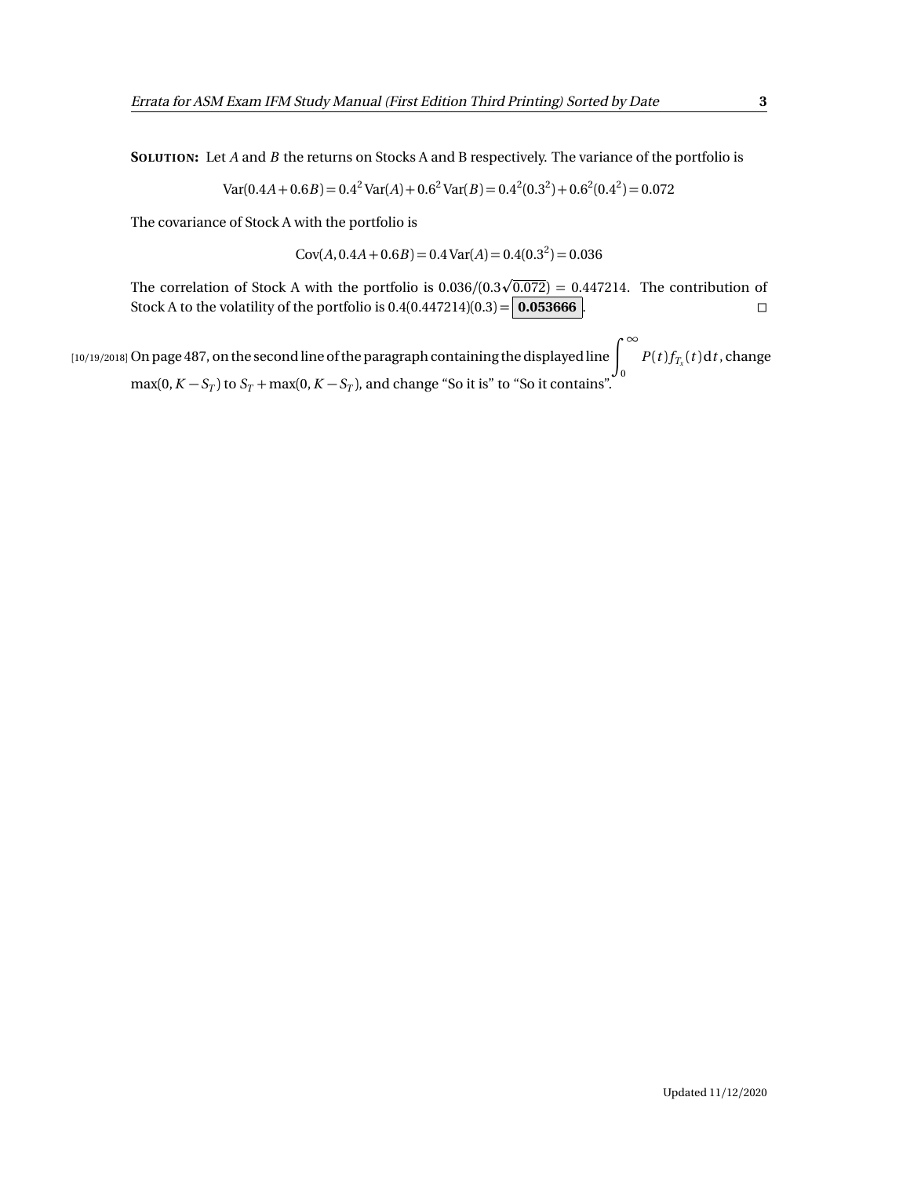**SOLUTION:** Let $A$ and $B$ the returns on Stocks A and B respectively. The variance of the portfolio is

$$\text{Var}(0.4A+0.6B) = 0.4^2\,\text{Var}(A) + 0.6^2\,\text{Var}(B) = 0.4^2(0.3^2) + 0.6^2(0.4^2) = 0.072$$

The covariance of Stock A with the portfolio is

$$\text{Cov}(A, 0.4A+0.6B) = 0.4\,\text{Var}(A) = 0.4(0.3^2) = 0.036$$

The correlation of Stock A with the portfolio is $0.036/(0.3\sqrt{0.072}) = 0.447214$. The contribution of Stock A to the volatility of the portfolio is $0.4(0.447214)(0.3) = \boxed{\mathbf{0.053666}}$. □

[10/19/2018] On page 487, on the second line of the paragraph containing the displayed line $\int_0^\infty P(t) f_{T_x}(t)\,\mathrm{d}t$, change $\max(0, K-S_T)$ to $S_T + \max(0, K-S_T)$, and change "So it is" to "So it contains".